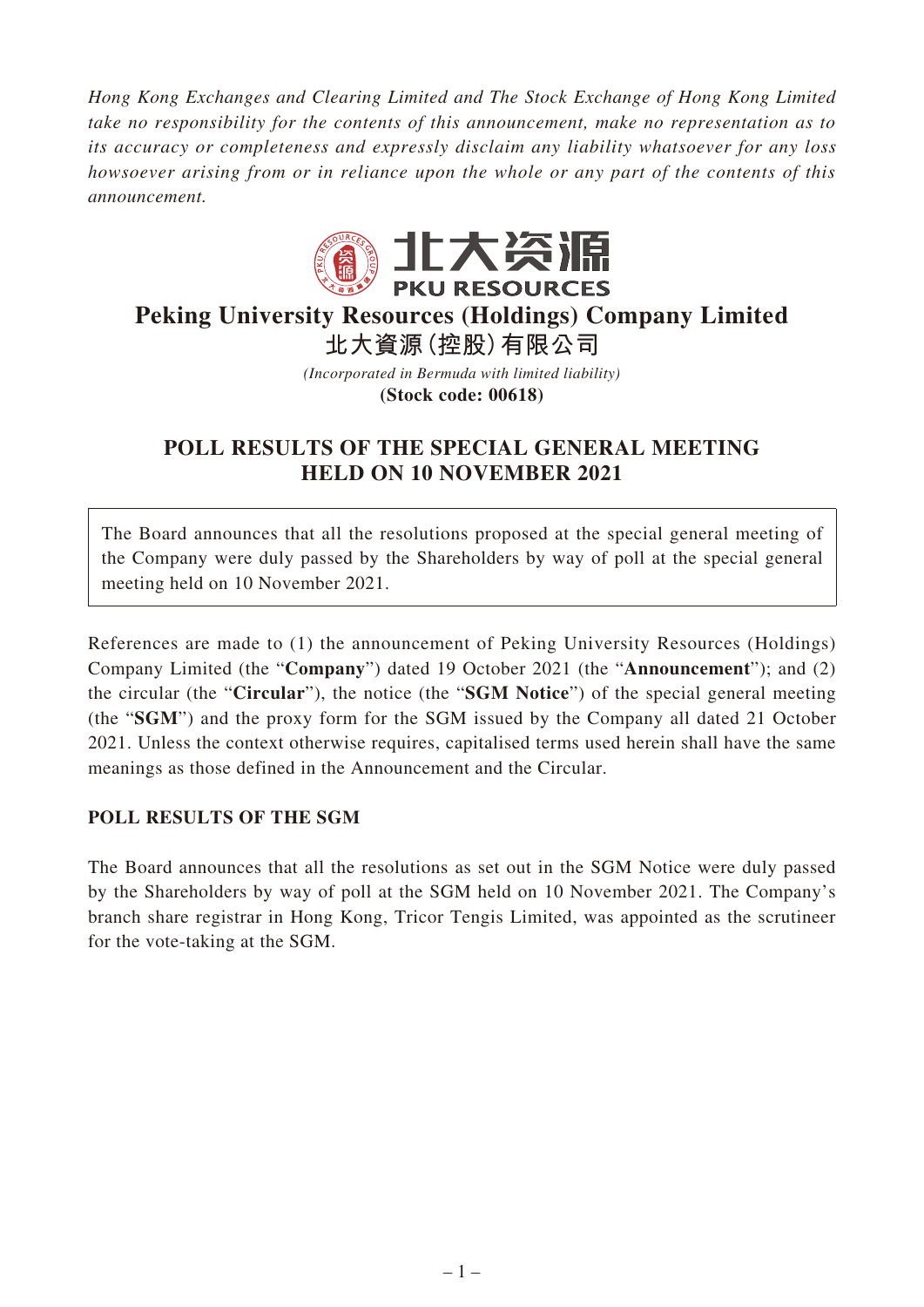*Hong Kong Exchanges and Clearing Limited and The Stock Exchange of Hong Kong Limited take no responsibility for the contents of this announcement, make no representation as to its accuracy or completeness and expressly disclaim any liability whatsoever for any loss howsoever arising from or in reliance upon the whole or any part of the contents of this announcement.*

北大资源
PKU RESOURCES

# Peking University Resources (Holdings) Company Limited
# 北大資源(控股)有限公司

*(Incorporated in Bermuda with limited liability)*

**(Stock code: 00618)**

## POLL RESULTS OF THE SPECIAL GENERAL MEETING HELD ON 10 NOVEMBER 2021

The Board announces that all the resolutions proposed at the special general meeting of the Company were duly passed by the Shareholders by way of poll at the special general meeting held on 10 November 2021.

References are made to (1) the announcement of Peking University Resources (Holdings) Company Limited (the "**Company**") dated 19 October 2021 (the "**Announcement**"); and (2) the circular (the "**Circular**"), the notice (the "**SGM Notice**") of the special general meeting (the "**SGM**") and the proxy form for the SGM issued by the Company all dated 21 October 2021. Unless the context otherwise requires, capitalised terms used herein shall have the same meanings as those defined in the Announcement and the Circular.

### POLL RESULTS OF THE SGM

The Board announces that all the resolutions as set out in the SGM Notice were duly passed by the Shareholders by way of poll at the SGM held on 10 November 2021. The Company's branch share registrar in Hong Kong, Tricor Tengis Limited, was appointed as the scrutineer for the vote-taking at the SGM.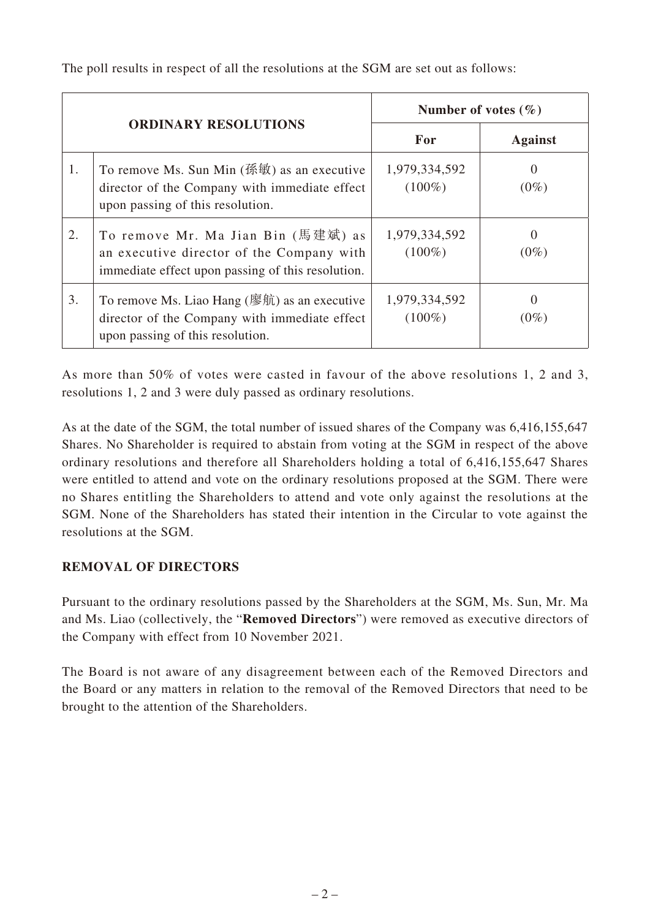The poll results in respect of all the resolutions at the SGM are set out as follows:

| ORDINARY RESOLUTIONS | | Number of votes (%) | |
|---|---|---|---|
| | | For | Against |
| 1. | To remove Ms. Sun Min (孫敏) as an executive director of the Company with immediate effect upon passing of this resolution. | 1,979,334,592 (100%) | 0 (0%) |
| 2. | To remove Mr. Ma Jian Bin (馬建斌) as an executive director of the Company with immediate effect upon passing of this resolution. | 1,979,334,592 (100%) | 0 (0%) |
| 3. | To remove Ms. Liao Hang (廖航) as an executive director of the Company with immediate effect upon passing of this resolution. | 1,979,334,592 (100%) | 0 (0%) |

As more than 50% of votes were casted in favour of the above resolutions 1, 2 and 3, resolutions 1, 2 and 3 were duly passed as ordinary resolutions.

As at the date of the SGM, the total number of issued shares of the Company was 6,416,155,647 Shares. No Shareholder is required to abstain from voting at the SGM in respect of the above ordinary resolutions and therefore all Shareholders holding a total of 6,416,155,647 Shares were entitled to attend and vote on the ordinary resolutions proposed at the SGM. There were no Shares entitling the Shareholders to attend and vote only against the resolutions at the SGM. None of the Shareholders has stated their intention in the Circular to vote against the resolutions at the SGM.

**REMOVAL OF DIRECTORS**

Pursuant to the ordinary resolutions passed by the Shareholders at the SGM, Ms. Sun, Mr. Ma and Ms. Liao (collectively, the "**Removed Directors**") were removed as executive directors of the Company with effect from 10 November 2021.

The Board is not aware of any disagreement between each of the Removed Directors and the Board or any matters in relation to the removal of the Removed Directors that need to be brought to the attention of the Shareholders.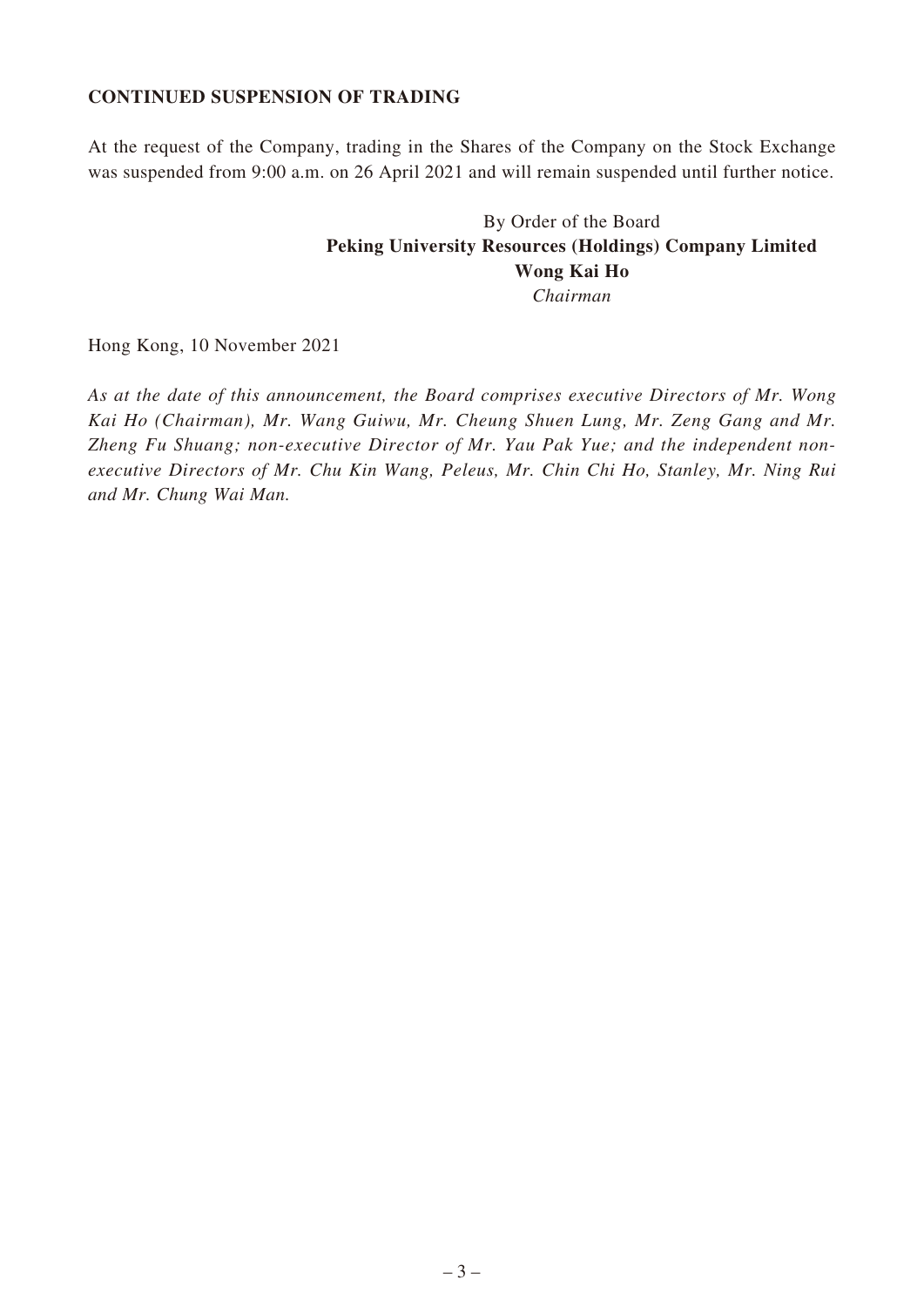**CONTINUED SUSPENSION OF TRADING**

At the request of the Company, trading in the Shares of the Company on the Stock Exchange was suspended from 9:00 a.m. on 26 April 2021 and will remain suspended until further notice.

By Order of the Board
**Peking University Resources (Holdings) Company Limited**
**Wong Kai Ho**
*Chairman*

Hong Kong, 10 November 2021

*As at the date of this announcement, the Board comprises executive Directors of Mr. Wong Kai Ho (Chairman), Mr. Wang Guiwu, Mr. Cheung Shuen Lung, Mr. Zeng Gang and Mr. Zheng Fu Shuang; non-executive Director of Mr. Yau Pak Yue; and the independent non-executive Directors of Mr. Chu Kin Wang, Peleus, Mr. Chin Chi Ho, Stanley, Mr. Ning Rui and Mr. Chung Wai Man.*